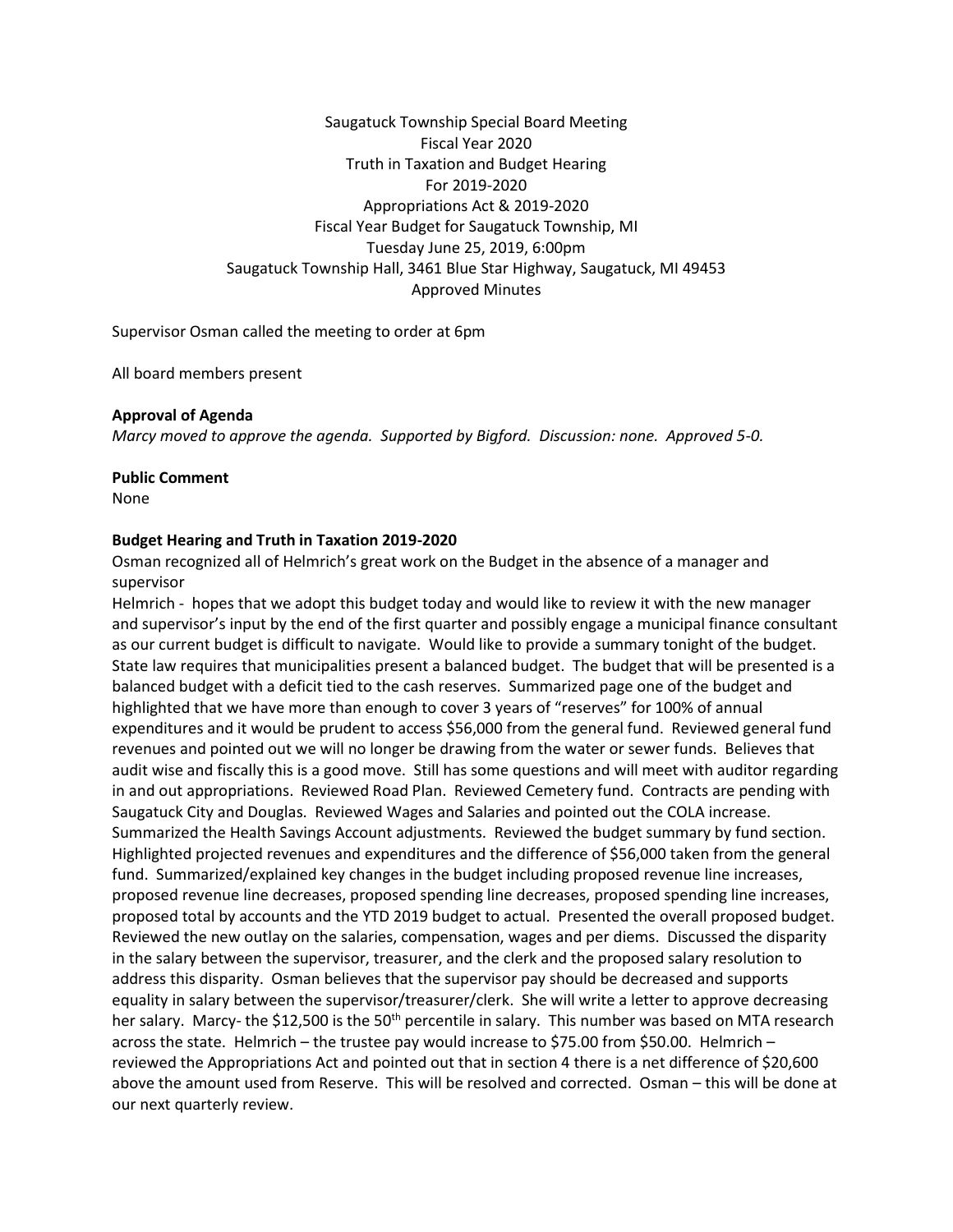Saugatuck Township Special Board Meeting
Fiscal Year 2020
Truth in Taxation and Budget Hearing
For 2019-2020
Appropriations Act & 2019-2020
Fiscal Year Budget for Saugatuck Township, MI
Tuesday June 25, 2019, 6:00pm
Saugatuck Township Hall, 3461 Blue Star Highway, Saugatuck, MI 49453
Approved Minutes

Supervisor Osman called the meeting to order at 6pm

All board members present

**Approval of Agenda**

*Marcy moved to approve the agenda. Supported by Bigford. Discussion: none. Approved 5-0.*

**Public Comment**

None

**Budget Hearing and Truth in Taxation 2019-2020**

Osman recognized all of Helmrich's great work on the Budget in the absence of a manager and supervisor

Helmrich - hopes that we adopt this budget today and would like to review it with the new manager and supervisor's input by the end of the first quarter and possibly engage a municipal finance consultant as our current budget is difficult to navigate. Would like to provide a summary tonight of the budget. State law requires that municipalities present a balanced budget. The budget that will be presented is a balanced budget with a deficit tied to the cash reserves. Summarized page one of the budget and highlighted that we have more than enough to cover 3 years of "reserves" for 100% of annual expenditures and it would be prudent to access $56,000 from the general fund. Reviewed general fund revenues and pointed out we will no longer be drawing from the water or sewer funds. Believes that audit wise and fiscally this is a good move. Still has some questions and will meet with auditor regarding in and out appropriations. Reviewed Road Plan. Reviewed Cemetery fund. Contracts are pending with Saugatuck City and Douglas. Reviewed Wages and Salaries and pointed out the COLA increase. Summarized the Health Savings Account adjustments. Reviewed the budget summary by fund section. Highlighted projected revenues and expenditures and the difference of $56,000 taken from the general fund. Summarized/explained key changes in the budget including proposed revenue line increases, proposed revenue line decreases, proposed spending line decreases, proposed spending line increases, proposed total by accounts and the YTD 2019 budget to actual. Presented the overall proposed budget. Reviewed the new outlay on the salaries, compensation, wages and per diems. Discussed the disparity in the salary between the supervisor, treasurer, and the clerk and the proposed salary resolution to address this disparity. Osman believes that the supervisor pay should be decreased and supports equality in salary between the supervisor/treasurer/clerk. She will write a letter to approve decreasing her salary. Marcy- the $12,500 is the 50th percentile in salary. This number was based on MTA research across the state. Helmrich – the trustee pay would increase to $75.00 from $50.00. Helmrich – reviewed the Appropriations Act and pointed out that in section 4 there is a net difference of $20,600 above the amount used from Reserve. This will be resolved and corrected. Osman – this will be done at our next quarterly review.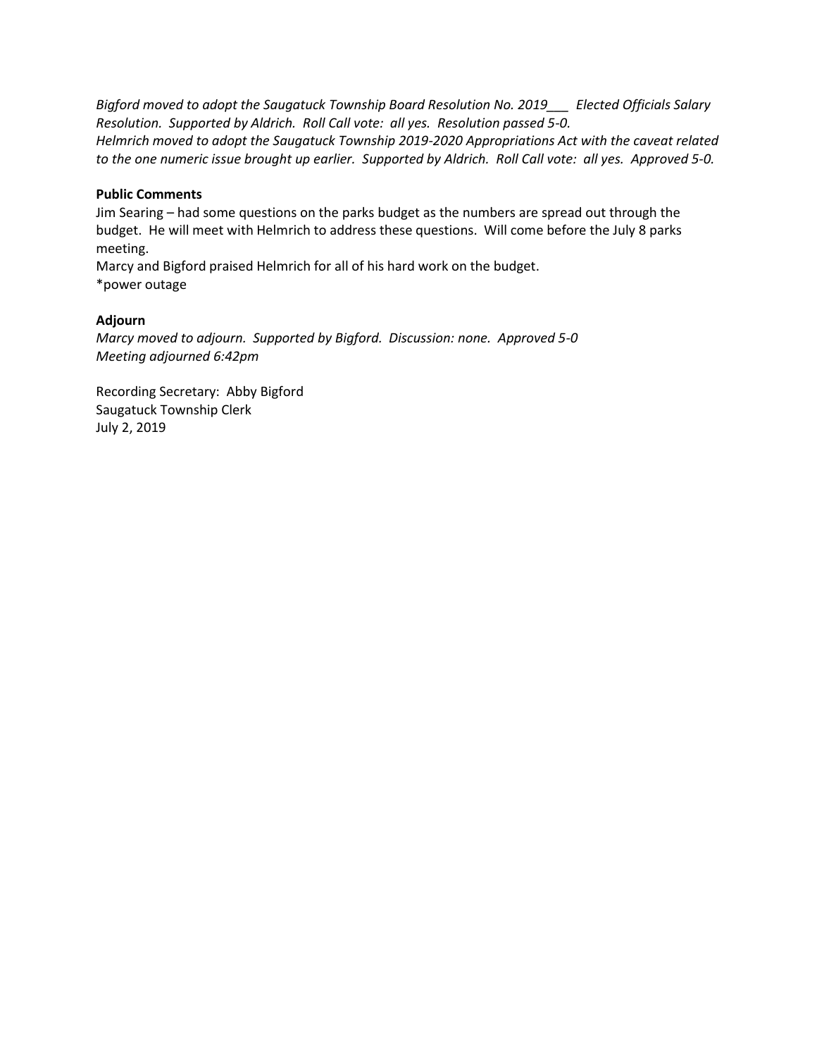*Bigford moved to adopt the Saugatuck Township Board Resolution No. 2019___ Elected Officials Salary Resolution. Supported by Aldrich. Roll Call vote: all yes. Resolution passed 5-0.*
*Helmrich moved to adopt the Saugatuck Township 2019-2020 Appropriations Act with the caveat related to the one numeric issue brought up earlier. Supported by Aldrich. Roll Call vote: all yes. Approved 5-0.*

**Public Comments**

Jim Searing – had some questions on the parks budget as the numbers are spread out through the budget. He will meet with Helmrich to address these questions. Will come before the July 8 parks meeting.
Marcy and Bigford praised Helmrich for all of his hard work on the budget.
*power outage

**Adjourn**

*Marcy moved to adjourn. Supported by Bigford. Discussion: none. Approved 5-0*
*Meeting adjourned 6:42pm*

Recording Secretary: Abby Bigford
Saugatuck Township Clerk
July 2, 2019